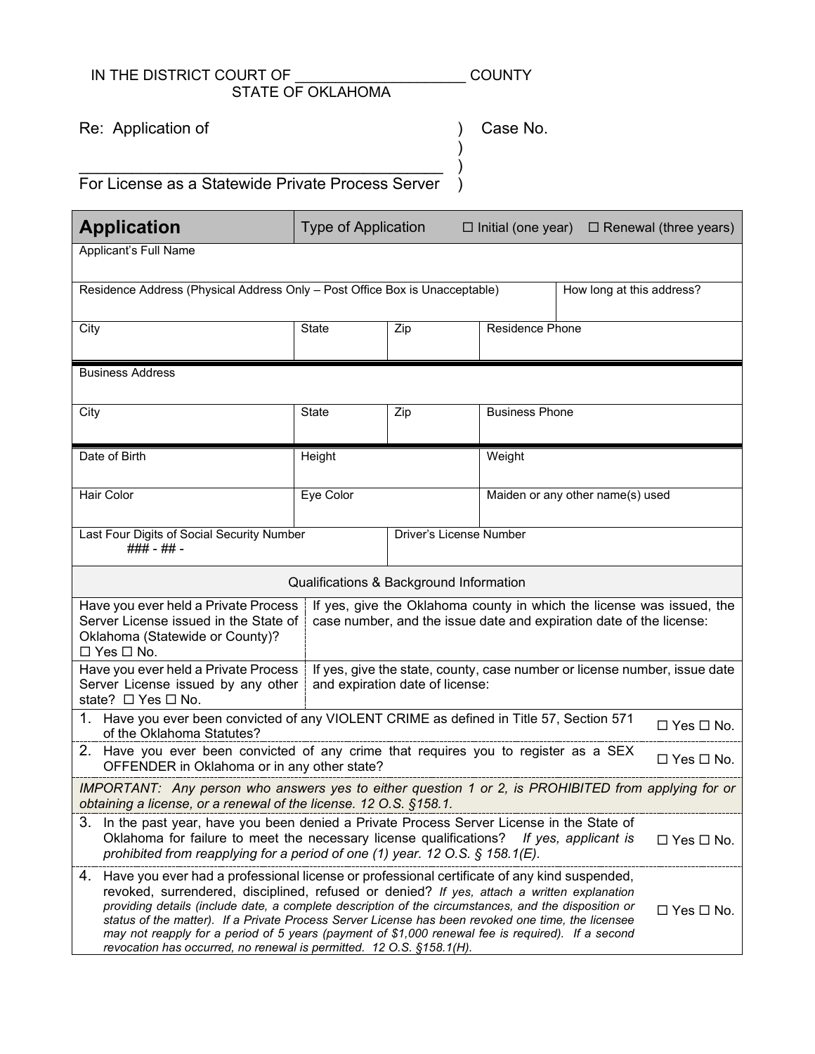IN THE DISTRICT COURT OF ____________________ COUNTY
STATE OF OKLAHOMA

Re: Application of ) Case No.
)
__________________________________________ )
For License as a Statewide Private Process Server )

| **Application** | Type of Application | | ☐ Initial (one year) ☐ Renewal (three years) | |
|---|---|---|---|---|
| Applicant's Full Name | | | | |
| Residence Address (Physical Address Only – Post Office Box is Unacceptable) | | | | How long at this address? |
| City | State | Zip | Residence Phone | |
| Business Address | | | | |
| City | State | Zip | Business Phone | |
| Date of Birth | Height | | Weight | |
| Hair Color | Eye Color | | Maiden or any other name(s) used | |
| Last Four Digits of Social Security Number<br>###-##- | | Driver's License Number | | |

**Qualifications & Background Information**

| Question | Details |
|---|---|
| Have you ever held a Private Process Server License issued in the State of Oklahoma (Statewide or County)? ☐ Yes ☐ No. | If yes, give the Oklahoma county in which the license was issued, the case number, and the issue date and expiration date of the license: |
| Have you ever held a Private Process Server License issued by any other state? ☐ Yes ☐ No. | If yes, give the state, county, case number or license number, issue date and expiration date of license: |

| Question | Answer |
|---|---|
| 1. Have you ever been convicted of any VIOLENT CRIME as defined in Title 57, Section 571 of the Oklahoma Statutes? | ☐ Yes ☐ No. |
| 2. Have you ever been convicted of any crime that requires you to register as a SEX OFFENDER in Oklahoma or in any other state? | ☐ Yes ☐ No. |
| *IMPORTANT: Any person who answers yes to either question 1 or 2, is PROHIBITED from applying for or obtaining a license, or a renewal of the license. 12 O.S. §158.1.* | |
| 3. In the past year, have you been denied a Private Process Server License in the State of Oklahoma for failure to meet the necessary license qualifications? *If yes, applicant is prohibited from reapplying for a period of one (1) year. 12 O.S. § 158.1(E).* | ☐ Yes ☐ No. |
| 4. Have you ever had a professional license or professional certificate of any kind suspended, revoked, surrendered, disciplined, refused or denied? *If yes, attach a written explanation providing details (include date, a complete description of the circumstances, and the disposition or status of the matter). If a Private Process Server License has been revoked one time, the licensee may not reapply for a period of 5 years (payment of $1,000 renewal fee is required). If a second revocation has occurred, no renewal is permitted. 12 O.S. §158.1(H).* | ☐ Yes ☐ No. |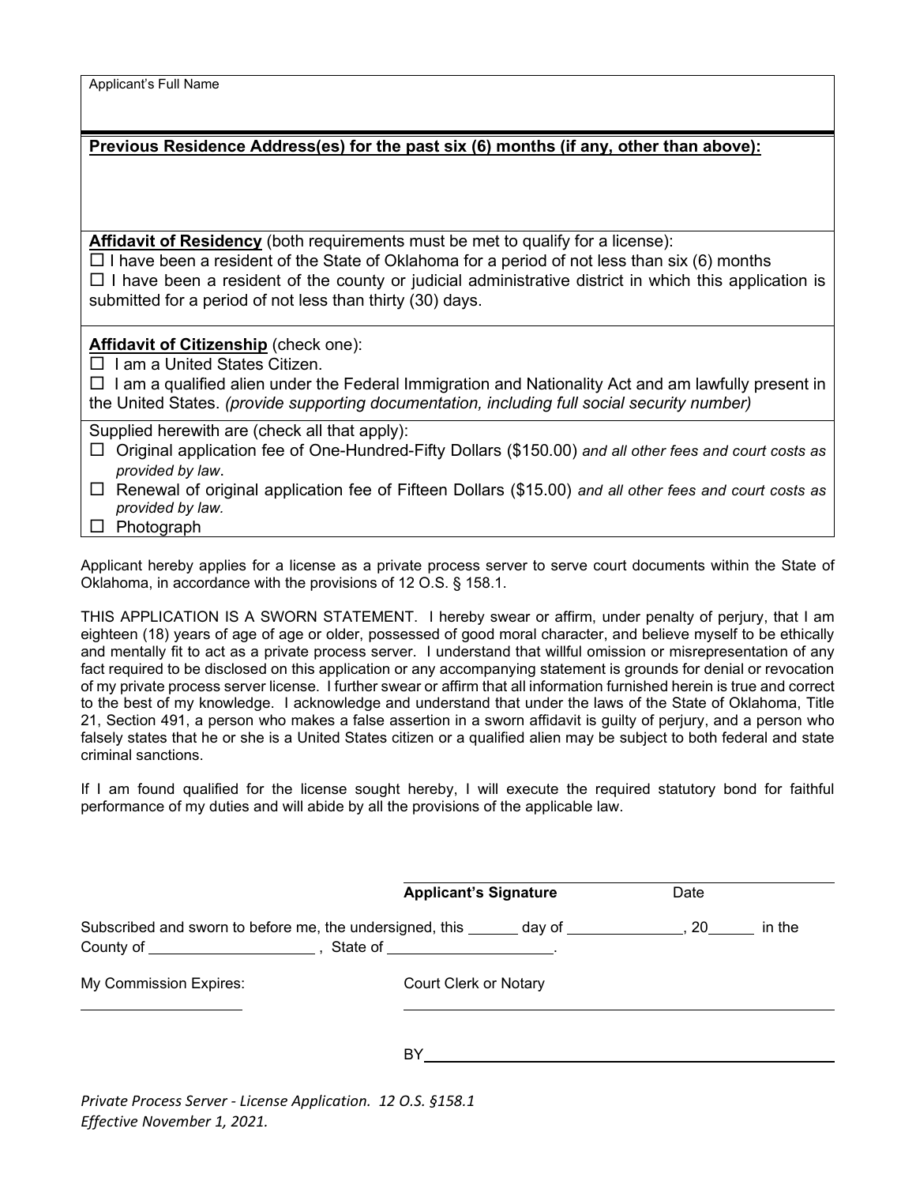Applicant's Full Name

**Previous Residence Address(es) for the past six (6) months (if any, other than above):**

**Affidavit of Residency** (both requirements must be met to qualify for a license):

☐ I have been a resident of the State of Oklahoma for a period of not less than six (6) months

☐ I have been a resident of the county or judicial administrative district in which this application is submitted for a period of not less than thirty (30) days.

**Affidavit of Citizenship** (check one):

☐ I am a United States Citizen.

☐ I am a qualified alien under the Federal Immigration and Nationality Act and am lawfully present in the United States. *(provide supporting documentation, including full social security number)*

Supplied herewith are (check all that apply):

☐ Original application fee of One-Hundred-Fifty Dollars ($150.00) *and all other fees and court costs as provided by law*.

☐ Renewal of original application fee of Fifteen Dollars ($15.00) *and all other fees and court costs as provided by law.*

☐ Photograph

Applicant hereby applies for a license as a private process server to serve court documents within the State of Oklahoma, in accordance with the provisions of 12 O.S. § 158.1.

THIS APPLICATION IS A SWORN STATEMENT. I hereby swear or affirm, under penalty of perjury, that I am eighteen (18) years of age of age or older, possessed of good moral character, and believe myself to be ethically and mentally fit to act as a private process server. I understand that willful omission or misrepresentation of any fact required to be disclosed on this application or any accompanying statement is grounds for denial or revocation of my private process server license. I further swear or affirm that all information furnished herein is true and correct to the best of my knowledge. I acknowledge and understand that under the laws of the State of Oklahoma, Title 21, Section 491, a person who makes a false assertion in a sworn affidavit is guilty of perjury, and a person who falsely states that he or she is a United States citizen or a qualified alien may be subject to both federal and state criminal sanctions.

If I am found qualified for the license sought hereby, I will execute the required statutory bond for faithful performance of my duties and will abide by all the provisions of the applicable law.

______________________________________

**Applicant's Signature** Date

Subscribed and sworn to before me, the undersigned, this ______ day of ______________, 20______ in the County of ____________________ , State of ____________________.

My Commission Expires: Court Clerk or Notary

____________________ ______________________________________

BY______________________________________

*Private Process Server - License Application. 12 O.S. §158.1*
*Effective November 1, 2021.*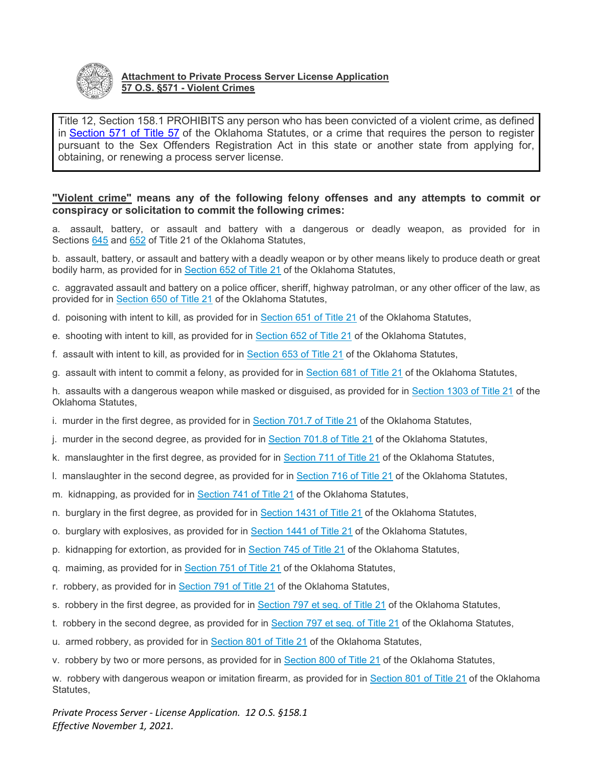**Attachment to Private Process Server License Application**
**57 O.S. §571 - Violent Crimes**

Title 12, Section 158.1 PROHIBITS any person who has been convicted of a violent crime, as defined in Section 571 of Title 57 of the Oklahoma Statutes, or a crime that requires the person to register pursuant to the Sex Offenders Registration Act in this state or another state from applying for, obtaining, or renewing a process server license.

**"Violent crime" means any of the following felony offenses and any attempts to commit or conspiracy or solicitation to commit the following crimes:**

a. assault, battery, or assault and battery with a dangerous or deadly weapon, as provided for in Sections 645 and 652 of Title 21 of the Oklahoma Statutes,

b. assault, battery, or assault and battery with a deadly weapon or by other means likely to produce death or great bodily harm, as provided for in Section 652 of Title 21 of the Oklahoma Statutes,

c. aggravated assault and battery on a police officer, sheriff, highway patrolman, or any other officer of the law, as provided for in Section 650 of Title 21 of the Oklahoma Statutes,

d. poisoning with intent to kill, as provided for in Section 651 of Title 21 of the Oklahoma Statutes,

e. shooting with intent to kill, as provided for in Section 652 of Title 21 of the Oklahoma Statutes,

f. assault with intent to kill, as provided for in Section 653 of Title 21 of the Oklahoma Statutes,

g. assault with intent to commit a felony, as provided for in Section 681 of Title 21 of the Oklahoma Statutes,

h. assaults with a dangerous weapon while masked or disguised, as provided for in Section 1303 of Title 21 of the Oklahoma Statutes,

i. murder in the first degree, as provided for in Section 701.7 of Title 21 of the Oklahoma Statutes,

j. murder in the second degree, as provided for in Section 701.8 of Title 21 of the Oklahoma Statutes,

k. manslaughter in the first degree, as provided for in Section 711 of Title 21 of the Oklahoma Statutes,

l. manslaughter in the second degree, as provided for in Section 716 of Title 21 of the Oklahoma Statutes,

m. kidnapping, as provided for in Section 741 of Title 21 of the Oklahoma Statutes,

n. burglary in the first degree, as provided for in Section 1431 of Title 21 of the Oklahoma Statutes,

o. burglary with explosives, as provided for in Section 1441 of Title 21 of the Oklahoma Statutes,

p. kidnapping for extortion, as provided for in Section 745 of Title 21 of the Oklahoma Statutes,

q. maiming, as provided for in Section 751 of Title 21 of the Oklahoma Statutes,

r. robbery, as provided for in Section 791 of Title 21 of the Oklahoma Statutes,

s. robbery in the first degree, as provided for in Section 797 et seq. of Title 21 of the Oklahoma Statutes,

t. robbery in the second degree, as provided for in Section 797 et seq. of Title 21 of the Oklahoma Statutes,

u. armed robbery, as provided for in Section 801 of Title 21 of the Oklahoma Statutes,

v. robbery by two or more persons, as provided for in Section 800 of Title 21 of the Oklahoma Statutes,

w. robbery with dangerous weapon or imitation firearm, as provided for in Section 801 of Title 21 of the Oklahoma Statutes,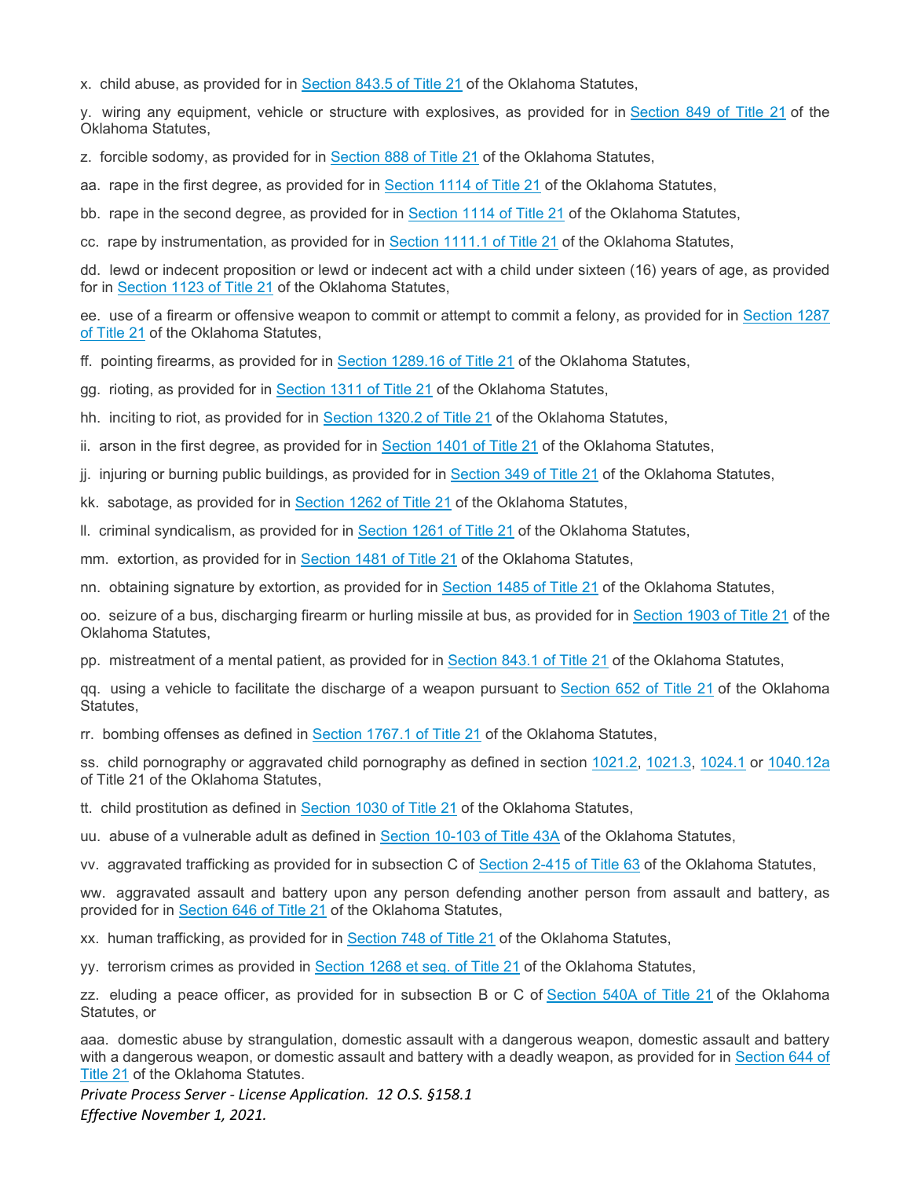x. child abuse, as provided for in Section 843.5 of Title 21 of the Oklahoma Statutes,

y. wiring any equipment, vehicle or structure with explosives, as provided for in Section 849 of Title 21 of the Oklahoma Statutes,

z. forcible sodomy, as provided for in Section 888 of Title 21 of the Oklahoma Statutes,

aa. rape in the first degree, as provided for in Section 1114 of Title 21 of the Oklahoma Statutes,

bb. rape in the second degree, as provided for in Section 1114 of Title 21 of the Oklahoma Statutes,

cc. rape by instrumentation, as provided for in Section 1111.1 of Title 21 of the Oklahoma Statutes,

dd. lewd or indecent proposition or lewd or indecent act with a child under sixteen (16) years of age, as provided for in Section 1123 of Title 21 of the Oklahoma Statutes,

ee. use of a firearm or offensive weapon to commit or attempt to commit a felony, as provided for in Section 1287 of Title 21 of the Oklahoma Statutes,

ff. pointing firearms, as provided for in Section 1289.16 of Title 21 of the Oklahoma Statutes,

gg. rioting, as provided for in Section 1311 of Title 21 of the Oklahoma Statutes,

hh. inciting to riot, as provided for in Section 1320.2 of Title 21 of the Oklahoma Statutes,

ii. arson in the first degree, as provided for in Section 1401 of Title 21 of the Oklahoma Statutes,

jj. injuring or burning public buildings, as provided for in Section 349 of Title 21 of the Oklahoma Statutes,

kk. sabotage, as provided for in Section 1262 of Title 21 of the Oklahoma Statutes,

ll. criminal syndicalism, as provided for in Section 1261 of Title 21 of the Oklahoma Statutes,

mm. extortion, as provided for in Section 1481 of Title 21 of the Oklahoma Statutes,

nn. obtaining signature by extortion, as provided for in Section 1485 of Title 21 of the Oklahoma Statutes,

oo. seizure of a bus, discharging firearm or hurling missile at bus, as provided for in Section 1903 of Title 21 of the Oklahoma Statutes,

pp. mistreatment of a mental patient, as provided for in Section 843.1 of Title 21 of the Oklahoma Statutes,

qq. using a vehicle to facilitate the discharge of a weapon pursuant to Section 652 of Title 21 of the Oklahoma Statutes,

rr. bombing offenses as defined in Section 1767.1 of Title 21 of the Oklahoma Statutes,

ss. child pornography or aggravated child pornography as defined in section 1021.2, 1021.3, 1024.1 or 1040.12a of Title 21 of the Oklahoma Statutes,

tt. child prostitution as defined in Section 1030 of Title 21 of the Oklahoma Statutes,

uu. abuse of a vulnerable adult as defined in Section 10-103 of Title 43A of the Oklahoma Statutes,

vv. aggravated trafficking as provided for in subsection C of Section 2-415 of Title 63 of the Oklahoma Statutes,

ww. aggravated assault and battery upon any person defending another person from assault and battery, as provided for in Section 646 of Title 21 of the Oklahoma Statutes,

xx. human trafficking, as provided for in Section 748 of Title 21 of the Oklahoma Statutes,

yy. terrorism crimes as provided in Section 1268 et seq. of Title 21 of the Oklahoma Statutes,

zz. eluding a peace officer, as provided for in subsection B or C of Section 540A of Title 21 of the Oklahoma Statutes, or

aaa. domestic abuse by strangulation, domestic assault with a dangerous weapon, domestic assault and battery with a dangerous weapon, or domestic assault and battery with a deadly weapon, as provided for in Section 644 of Title 21 of the Oklahoma Statutes.

*Private Process Server - License Application. 12 O.S. §158.1*
*Effective November 1, 2021.*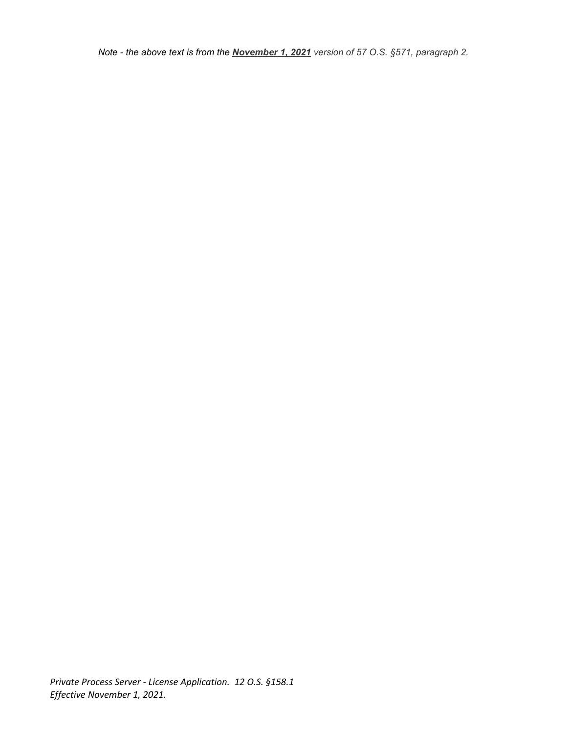*Note - the above text is from the **<u>November 1, 2021</u>** version of 57 O.S. §571, paragraph 2.*